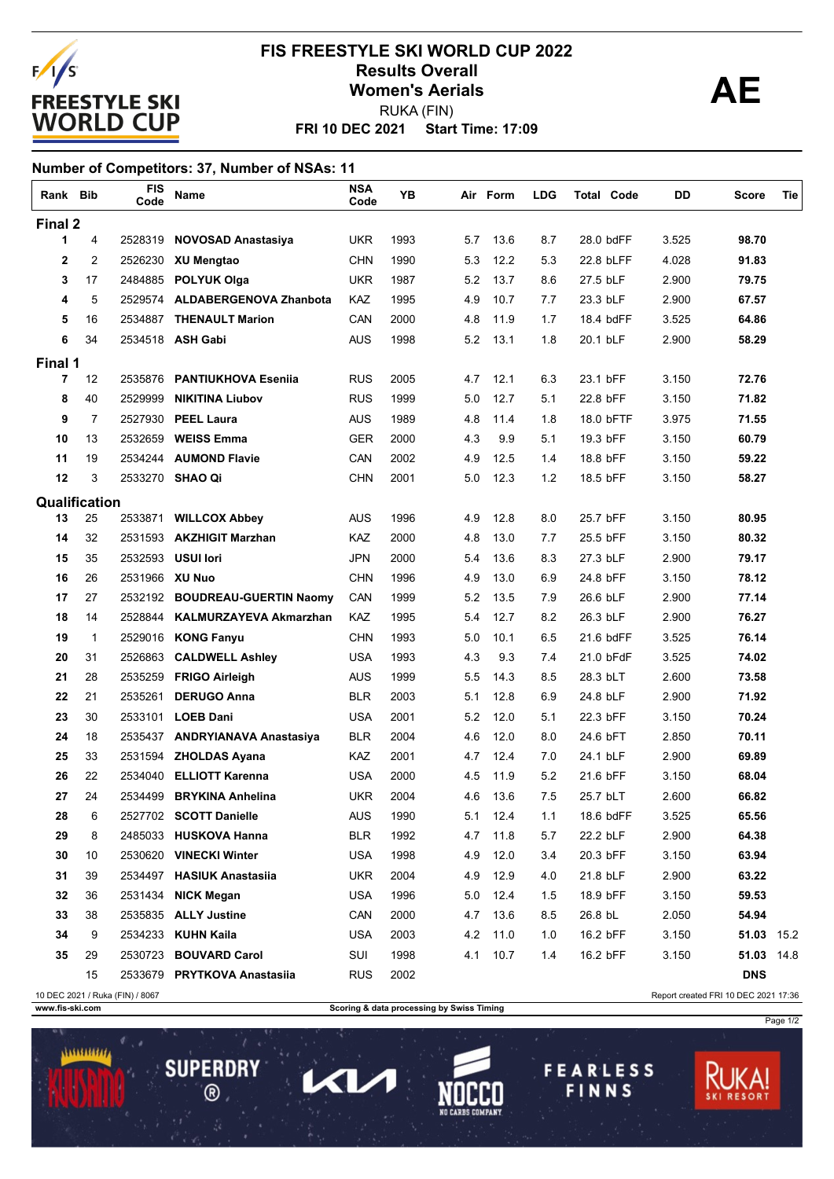# FIS FREESTYLE SKI WORLD CUP 2022

## Results Overall

## Women's Aerials

**AE**

RUKA (FIN)

**FRI 10 DEC 2021 Start Time: 17:09**

### Number of Competitors: 37, Number of NSAs: 11

| Rank | Bib | FIS Code | Name | NSA Code | YB | Air | Form | LDG | Total | Code | DD | Score | Tie |
|---|---|---|---|---|---|---|---|---|---|---|---|---|---|
| **Final 2** | | | | | | | | | | | | | |
| 1 | 4 | 2528319 | **NOVOSAD Anastasiya** | UKR | 1993 | 5.7 | 13.6 | 8.7 | 28.0 | bdFF | 3.525 | **98.70** | |
| 2 | 2 | 2526230 | **XU Mengtao** | CHN | 1990 | 5.3 | 12.2 | 5.3 | 22.8 | bLFF | 4.028 | **91.83** | |
| 3 | 17 | 2484885 | **POLYUK Olga** | UKR | 1987 | 5.2 | 13.7 | 8.6 | 27.5 | bLF | 2.900 | **79.75** | |
| 4 | 5 | 2529574 | **ALDABERGENOVA Zhanbota** | KAZ | 1995 | 4.9 | 10.7 | 7.7 | 23.3 | bLF | 2.900 | **67.57** | |
| 5 | 16 | 2534887 | **THENAULT Marion** | CAN | 2000 | 4.8 | 11.9 | 1.7 | 18.4 | bdFF | 3.525 | **64.86** | |
| 6 | 34 | 2534518 | **ASH Gabi** | AUS | 1998 | 5.2 | 13.1 | 1.8 | 20.1 | bLF | 2.900 | **58.29** | |
| **Final 1** | | | | | | | | | | | | | |
| 7 | 12 | 2535876 | **PANTIUKHOVA Esenija** | RUS | 2005 | 4.7 | 12.1 | 6.3 | 23.1 | bFF | 3.150 | **72.76** | |
| 8 | 40 | 2529999 | **NIKITINA Liubov** | RUS | 1999 | 5.0 | 12.7 | 5.1 | 22.8 | bFF | 3.150 | **71.82** | |
| 9 | 7 | 2527930 | **PEEL Laura** | AUS | 1989 | 4.8 | 11.4 | 1.8 | 18.0 | bFTF | 3.975 | **71.55** | |
| 10 | 13 | 2532659 | **WEISS Emma** | GER | 2000 | 4.3 | 9.9 | 5.1 | 19.3 | bFF | 3.150 | **60.79** | |
| 11 | 19 | 2534244 | **AUMOND Flavie** | CAN | 2002 | 4.9 | 12.5 | 1.4 | 18.8 | bFF | 3.150 | **59.22** | |
| 12 | 3 | 2533270 | **SHAO Qi** | CHN | 2001 | 5.0 | 12.3 | 1.2 | 18.5 | bFF | 3.150 | **58.27** | |
| **Qualification** | | | | | | | | | | | | | |
| 13 | 25 | 2533871 | **WILLCOX Abbey** | AUS | 1996 | 4.9 | 12.8 | 8.0 | 25.7 | bFF | 3.150 | **80.95** | |
| 14 | 32 | 2531593 | **AKZHIGIT Marzhan** | KAZ | 2000 | 4.8 | 13.0 | 7.7 | 25.5 | bFF | 3.150 | **80.32** | |
| 15 | 35 | 2532593 | **USUI Iori** | JPN | 2000 | 5.4 | 13.6 | 8.3 | 27.3 | bLF | 2.900 | **79.17** | |
| 16 | 26 | 2531966 | **XU Nuo** | CHN | 1996 | 4.9 | 13.0 | 6.9 | 24.8 | bFF | 3.150 | **78.12** | |
| 17 | 27 | 2532192 | **BOUDREAU-GUERTIN Naomy** | CAN | 1999 | 5.2 | 13.5 | 7.9 | 26.6 | bLF | 2.900 | **77.14** | |
| 18 | 14 | 2528844 | **KALMURZAYEVA Akmarzhan** | KAZ | 1995 | 5.4 | 12.7 | 8.2 | 26.3 | bLF | 2.900 | **76.27** | |
| 19 | 1 | 2529016 | **KONG Fanyu** | CHN | 1993 | 5.0 | 10.1 | 6.5 | 21.6 | bdFF | 3.525 | **76.14** | |
| 20 | 31 | 2526863 | **CALDWELL Ashley** | USA | 1993 | 4.3 | 9.3 | 7.4 | 21.0 | bFdF | 3.525 | **74.02** | |
| 21 | 28 | 2535259 | **FRIGO Airleigh** | AUS | 1999 | 5.5 | 14.3 | 8.5 | 28.3 | bLT | 2.600 | **73.58** | |
| 22 | 21 | 2535261 | **DERUGO Anna** | BLR | 2003 | 5.1 | 12.8 | 6.9 | 24.8 | bLF | 2.900 | **71.92** | |
| 23 | 30 | 2533101 | **LOEB Dani** | USA | 2001 | 5.2 | 12.0 | 5.1 | 22.3 | bFF | 3.150 | **70.24** | |
| 24 | 18 | 2535437 | **ANDRYIANAVA Anastasiya** | BLR | 2004 | 4.6 | 12.0 | 8.0 | 24.6 | bFT | 2.850 | **70.11** | |
| 25 | 33 | 2531594 | **ZHOLDAS Ayana** | KAZ | 2001 | 4.7 | 12.4 | 7.0 | 24.1 | bLF | 2.900 | **69.89** | |
| 26 | 22 | 2534040 | **ELLIOTT Karenna** | USA | 2000 | 4.5 | 11.9 | 5.2 | 21.6 | bFF | 3.150 | **68.04** | |
| 27 | 24 | 2534499 | **BRYKINA Anhelina** | UKR | 2004 | 4.6 | 13.6 | 7.5 | 25.7 | bLT | 2.600 | **66.82** | |
| 28 | 6 | 2527702 | **SCOTT Danielle** | AUS | 1990 | 5.1 | 12.4 | 1.1 | 18.6 | bdFF | 3.525 | **65.56** | |
| 29 | 8 | 2485033 | **HUSKOVA Hanna** | BLR | 1992 | 4.7 | 11.8 | 5.7 | 22.2 | bLF | 2.900 | **64.38** | |
| 30 | 10 | 2530620 | **VINECKI Winter** | USA | 1998 | 4.9 | 12.0 | 3.4 | 20.3 | bFF | 3.150 | **63.94** | |
| 31 | 39 | 2534497 | **HASIUK Anastasiia** | UKR | 2004 | 4.9 | 12.9 | 4.0 | 21.8 | bLF | 2.900 | **63.22** | |
| 32 | 36 | 2531434 | **NICK Megan** | USA | 1996 | 5.0 | 12.4 | 1.5 | 18.9 | bFF | 3.150 | **59.53** | |
| 33 | 38 | 2535835 | **ALLY Justine** | CAN | 2000 | 4.7 | 13.6 | 8.5 | 26.8 | bL | 2.050 | **54.94** | |
| 34 | 9 | 2534233 | **KUHN Kaila** | USA | 2003 | 4.2 | 11.0 | 1.0 | 16.2 | bFF | 3.150 | **51.03** | 15.2 |
| 35 | 29 | 2530723 | **BOUVARD Carol** | SUI | 1998 | 4.1 | 10.7 | 1.4 | 16.2 | bFF | 3.150 | **51.03** | 14.8 |
| | 15 | 2533679 | **PRYTKOVA Anastasiia** | RUS | 2002 | | | | | | | **DNS** | |

10 DEC 2021 / Ruka (FIN) / 8067

Report created FRI 10 DEC 2021 17:36

www.fis-ski.com

Scoring & data processing by Swiss Timing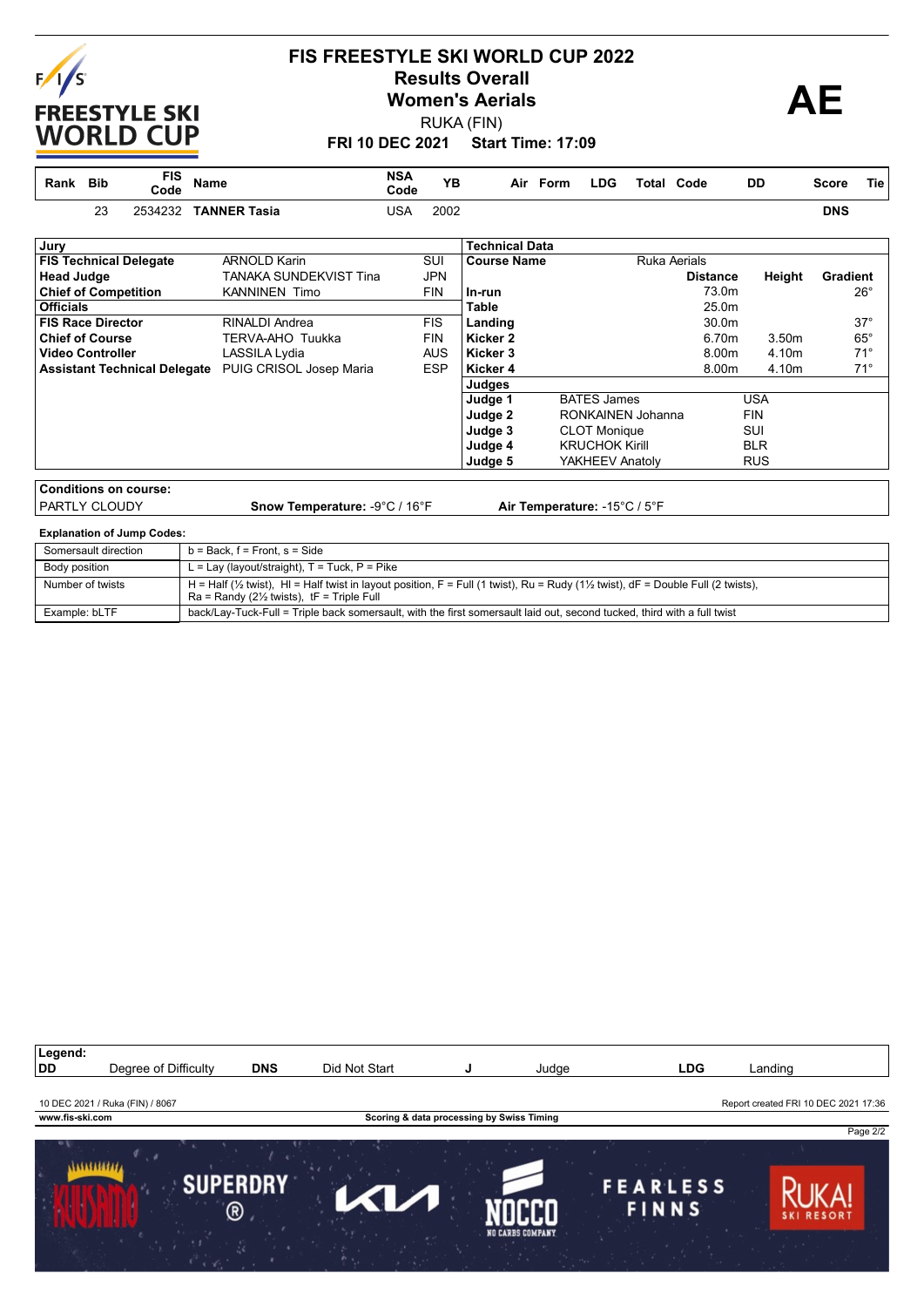# FIS FREESTYLE SKI WORLD CUP 2022

## Results Overall

## Women's Aerials

AE

RUKA (FIN)

**FRI 10 DEC 2021 Start Time: 17:09**

| Rank | Bib | FIS Code | Name | NSA Code | YB | Air | Form | LDG | Total | Code | DD | Score | Tie |
|---|---|---|---|---|---|---|---|---|---|---|---|---|---|
| | 23 | 2534232 | **TANNER Tasia** | USA | 2002 | | | | | | | **DNS** | |

| Jury | | |
|---|---|---|
| **FIS Technical Delegate** | ARNOLD Karin | SUI |
| **Head Judge** | TANAKA SUNDEKVIST Tina | JPN |
| **Chief of Competition** | KANNINEN Timo | FIN |
| **Officials** | | |
| **FIS Race Director** | RINALDI Andrea | FIS |
| **Chief of Course** | TERVA-AHO Tuukka | FIN |
| **Video Controller** | LASSILA Lydia | AUS |
| **Assistant Technical Delegate** | PUIG CRISOL Josep Maria | ESP |

| Technical Data | | | |
|---|---|---|---|
| **Course Name** | Ruka Aerials | | |
| | **Distance** | **Height** | **Gradient** |
| **In-run** | 73.0m | | 26° |
| **Table** | 25.0m | | |
| **Landing** | 30.0m | | 37° |
| **Kicker 2** | 6.70m | 3.50m | 65° |
| **Kicker 3** | 8.00m | 4.10m | 71° |
| **Kicker 4** | 8.00m | 4.10m | 71° |

| Judges | | |
|---|---|---|
| **Judge 1** | BATES James | USA |
| **Judge 2** | RONKAINEN Johanna | FIN |
| **Judge 3** | CLOT Monique | SUI |
| **Judge 4** | KRUCHOK Kirill | BLR |
| **Judge 5** | YAKHEEV Anatoly | RUS |

**Conditions on course:**

PARTLY CLOUDY **Snow Temperature:** -9°C / 16°F **Air Temperature:** -15°C / 5°F

**Explanation of Jump Codes:**

| | |
|---|---|
| Somersault direction | b = Back, f = Front, s = Side |
| Body position | L = Lay (layout/straight), T = Tuck, P = Pike |
| Number of twists | H = Half (½ twist), HI = Half twist in layout position, F = Full (1 twist), Ru = Rudy (1½ twist), dF = Double Full (2 twists), Ra = Randy (2½ twists), tF = Triple Full |
| Example: bLTF | back/Lay-Tuck-Full = Triple back somersault, with the first somersault laid out, second tucked, third with a full twist |

**Legend:**

| | | | | | | | |
|---|---|---|---|---|---|---|---|
| **DD** | Degree of Difficulty | **DNS** | Did Not Start | **J** | Judge | **LDG** | Landing |

10 DEC 2021 / Ruka (FIN) / 8067

Report created FRI 10 DEC 2021 17:36

www.fis-ski.com

Scoring & data processing by Swiss Timing